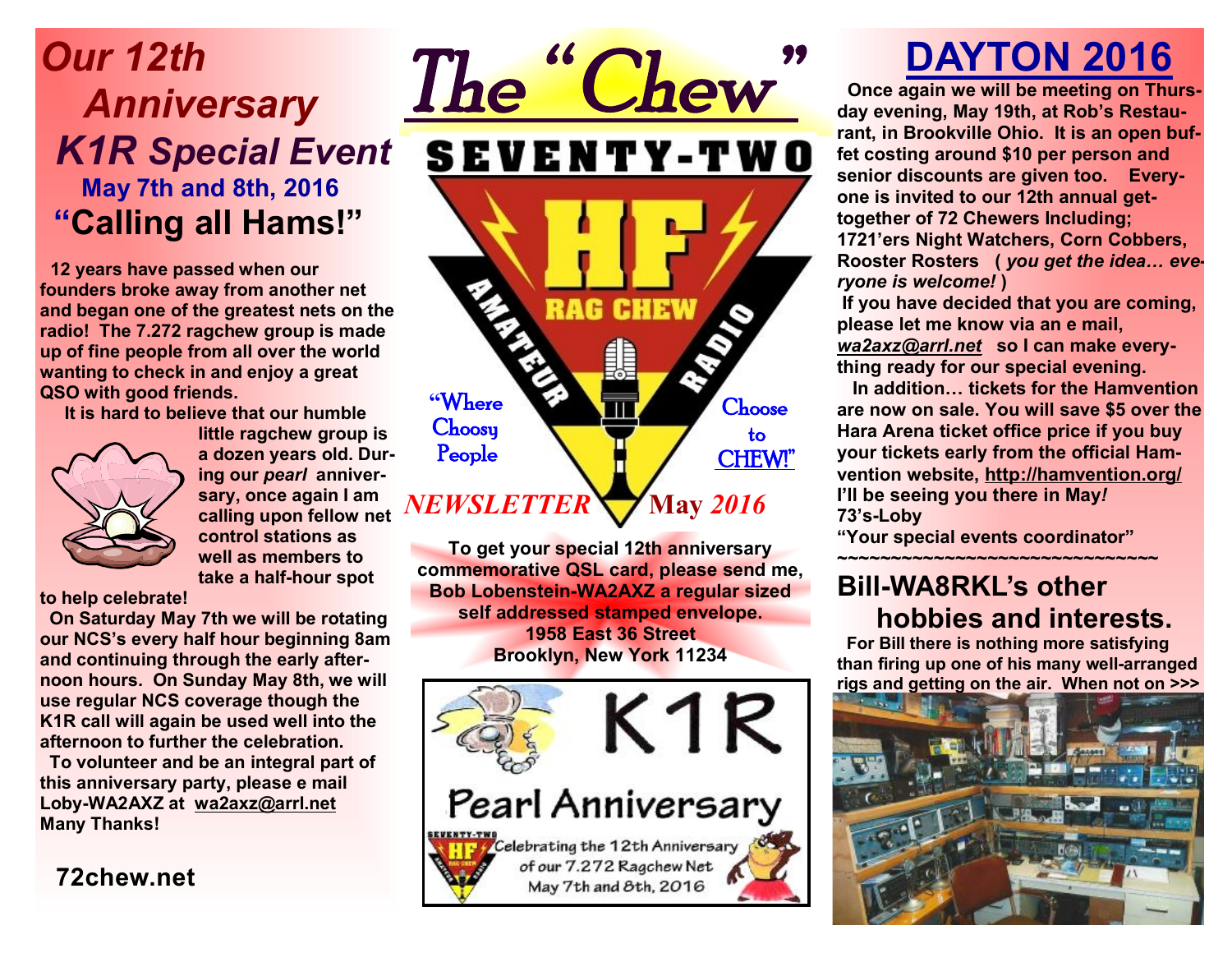# Our 12th Anniversary K1R Special Event

## May 7th and 8th, 2016

## "Calling all Hams!"

12 years have passed when our founders broke away from another net and began one of the greatest nets on the radio! The 7.272 ragchew group is made up of fine people from all over the world wanting to check in and enjoy a great QSO with good friends.

It is hard to believe that our humble little ragchew group is a dozen years old. During our *pearl* anniversary, once again I am calling upon fellow net control stations as well as members to take a half-hour spot to help celebrate!

On Saturday May 7th we will be rotating our NCS's every half hour beginning 8am and continuing through the early afternoon hours. On Sunday May 8th, we will use regular NCS coverage though the K1R call will again be used well into the afternoon to further the celebration.

To volunteer and be an integral part of this anniversary party, please e mail Loby-WA2AXZ at wa2axz@arrl.net Many Thanks!

**72chew.net**

# The "Chew"

SEVENTY-TWO HF RAG CHEW AMATEUR RADIO

"Where Choosy People Choose to CHEW!"

*NEWSLETTER* May *2016*

To get your special 12th anniversary commemorative QSL card, please send me, Bob Lobenstein-WA2AXZ a regular sized self addressed stamped envelope.
1958 East 36 Street
Brooklyn, New York 11234

K1R
Pearl Anniversary
Celebrating the 12th Anniversary of our 7.272 Ragchew Net
May 7th and 8th, 2016

# DAYTON 2016

Once again we will be meeting on Thursday evening, May 19th, at Rob's Restaurant, in Brookville Ohio. It is an open buffet costing around $10 per person and senior discounts are given too. Everyone is invited to our 12th annual get-together of 72 Chewers Including; 1721'ers Night Watchers, Corn Cobbers, Rooster Rosters ( *you get the idea… everyone is welcome!* )

If you have decided that you are coming, please let me know via an e mail, *wa2axz@arrl.net* so I can make everything ready for our special evening.

In addition… tickets for the Hamvention are now on sale. You will save $5 over the Hara Arena ticket office price if you buy your tickets early from the official Hamvention website, http://hamvention.org/

I'll be seeing you there in May*!*

73's-Loby

"Your special events coordinator"

~~~~~~~~~~~~~~~~~~~~~~~~~~~~~~~~~~

## Bill-WA8RKL's other hobbies and interests.

For Bill there is nothing more satisfying than firing up one of his many well-arranged rigs and getting on the air. When not on >>>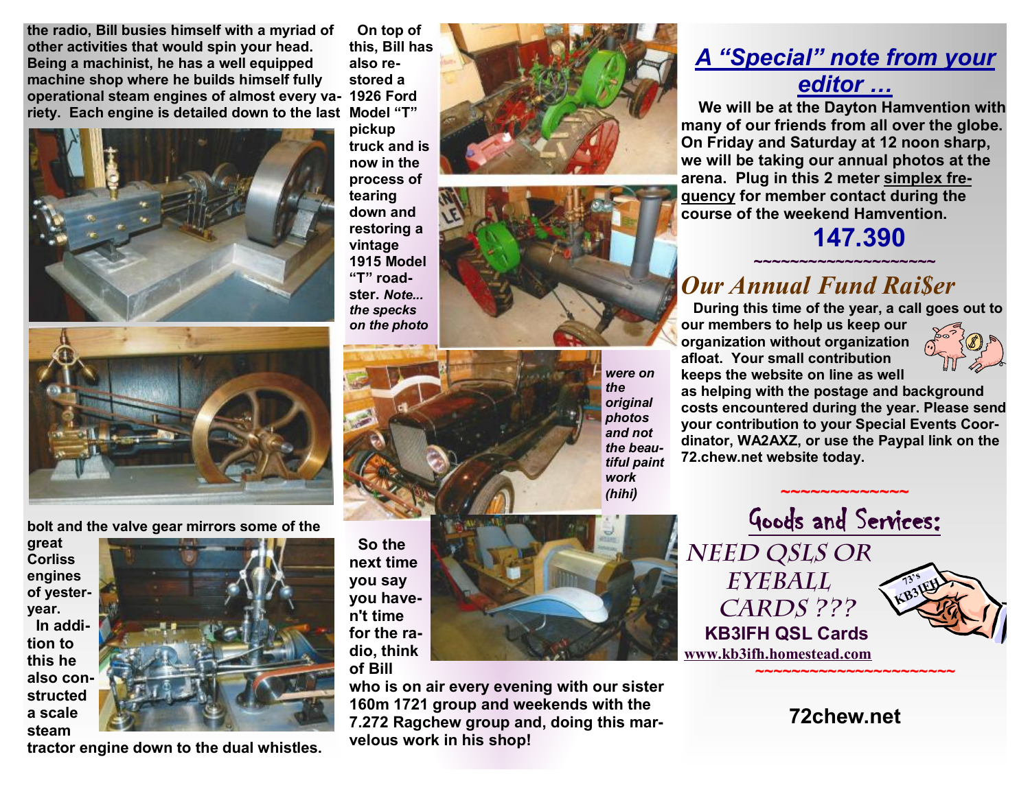the radio, Bill busies himself with a myriad of other activities that would spin your head. Being a machinist, he has a well equipped machine shop where he builds himself fully operational steam engines of almost every variety. Each engine is detailed down to the last bolt and the valve gear mirrors some of the great Corliss engines of yesteryear.

In addition to this he also constructed a scale steam tractor engine down to the dual whistles.

On top of this, Bill has also restored a 1926 Ford Model "T" pickup truck and is now in the process of tearing down and restoring a vintage 1915 Model "T" roadster. *Note... the specks on the photo were on the original photos and not the beautiful paint work (hihi)*

So the next time you say you haven't time for the radio, think of Bill who is on air every evening with our sister 160m 1721 group and weekends with the 7.272 Ragchew group and, doing this marvelous work in his shop!

## *A "Special" note from your editor …*

We will be at the Dayton Hamvention with many of our friends from all over the globe. On Friday and Saturday at 12 noon sharp, we will be taking our annual photos at the arena. Plug in this 2 meter simplex frequency for member contact during the course of the weekend Hamvention.

**147.390**

~~~~~~~~~~~~~~~~~~~~

## *Our Annual Fund Rai$er*

During this time of the year, a call goes out to our members to help us keep our organization without organization afloat. Your small contribution keeps the website on line as well as helping with the postage and background costs encountered during the year. Please send your contribution to your Special Events Coordinator, WA2AXZ, or use the Paypal link on the 72.chew.net website today.

~~~~~~~~~~~~~

## Goods and Services:

NEED QSLS OR EYEBALL CARDS ???

**KB3IFH QSL Cards**

www.kb3ifh.homestead.com

~~~~~~~~~~~~~~~~~~~~~~

**72chew.net**